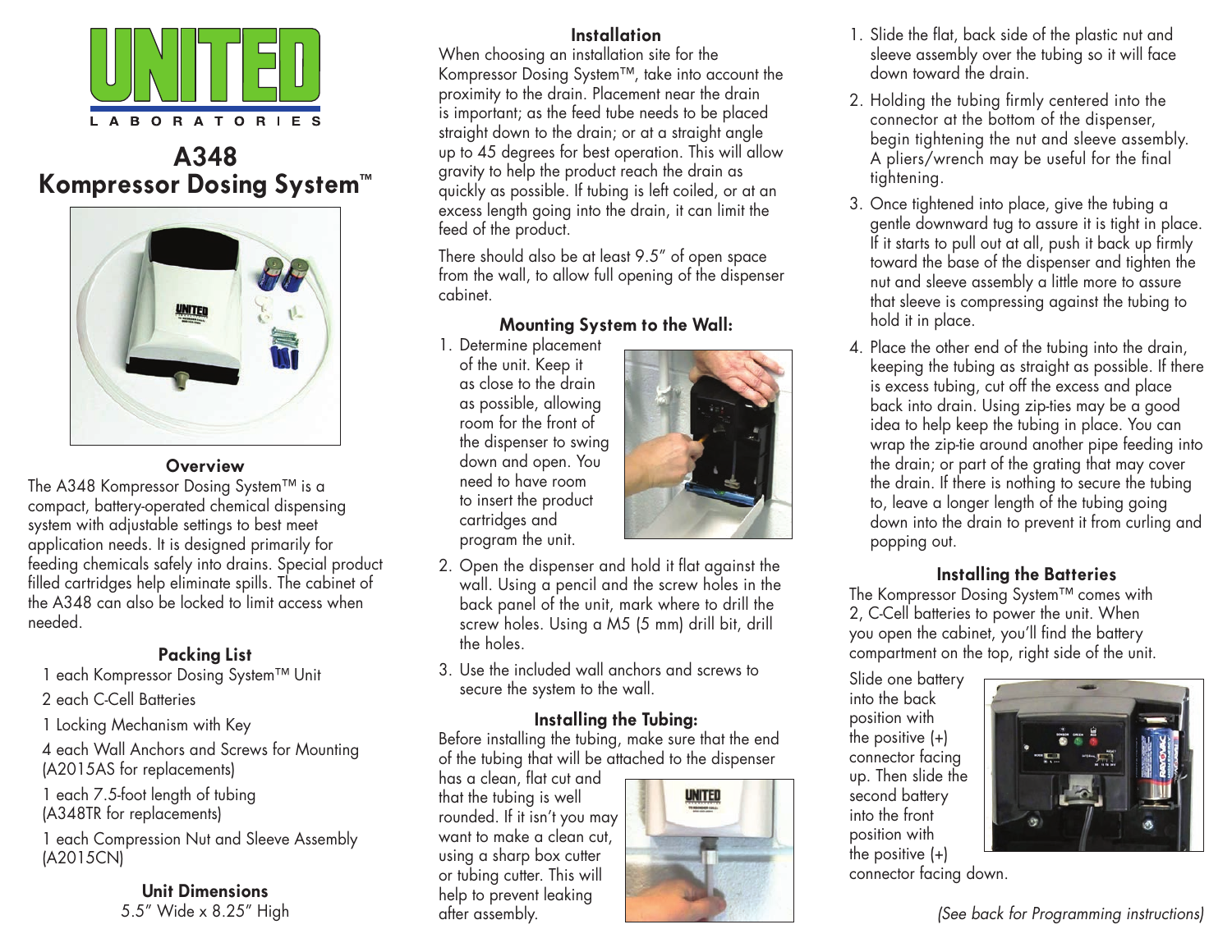UNITED LABORATORIES

# A348 Kompressor Dosing System™

## Overview

The A348 Kompressor Dosing System™ is a compact, battery-operated chemical dispensing system with adjustable settings to best meet application needs. It is designed primarily for feeding chemicals safely into drains. Special product filled cartridges help eliminate spills. The cabinet of the A348 can also be locked to limit access when needed.

## Packing List

1 each Kompressor Dosing System™ Unit

2 each C-Cell Batteries

1 Locking Mechanism with Key

4 each Wall Anchors and Screws for Mounting (A2015AS for replacements)

1 each 7.5-foot length of tubing (A348TR for replacements)

1 each Compression Nut and Sleeve Assembly (A2015CN)

## Unit Dimensions

5.5" Wide x 8.25" High

## Installation

When choosing an installation site for the Kompressor Dosing System™, take into account the proximity to the drain. Placement near the drain is important; as the feed tube needs to be placed straight down to the drain; or at a straight angle up to 45 degrees for best operation. This will allow gravity to help the product reach the drain as quickly as possible. If tubing is left coiled, or at an excess length going into the drain, it can limit the feed of the product.

There should also be at least 9.5" of open space from the wall, to allow full opening of the dispenser cabinet.

### Mounting System to the Wall:

1. Determine placement of the unit. Keep it as close to the drain as possible, allowing room for the front of the dispenser to swing down and open. You need to have room to insert the product cartridges and program the unit.
2. Open the dispenser and hold it flat against the wall. Using a pencil and the screw holes in the back panel of the unit, mark where to drill the screw holes. Using a M5 (5 mm) drill bit, drill the holes.
3. Use the included wall anchors and screws to secure the system to the wall.

### Installing the Tubing:

Before installing the tubing, make sure that the end of the tubing that will be attached to the dispenser has a clean, flat cut and that the tubing is well rounded. If it isn't you may want to make a clean cut, using a sharp box cutter or tubing cutter. This will help to prevent leaking after assembly.

1. Slide the flat, back side of the plastic nut and sleeve assembly over the tubing so it will face down toward the drain.
2. Holding the tubing firmly centered into the connector at the bottom of the dispenser, begin tightening the nut and sleeve assembly. A pliers/wrench may be useful for the final tightening.
3. Once tightened into place, give the tubing a gentle downward tug to assure it is tight in place. If it starts to pull out at all, push it back up firmly toward the base of the dispenser and tighten the nut and sleeve assembly a little more to assure that sleeve is compressing against the tubing to hold it in place.
4. Place the other end of the tubing into the drain, keeping the tubing as straight as possible. If there is excess tubing, cut off the excess and place back into drain. Using zip-ties may be a good idea to help keep the tubing in place. You can wrap the zip-tie around another pipe feeding into the drain; or part of the grating that may cover the drain. If there is nothing to secure the tubing to, leave a longer length of the tubing going down into the drain to prevent it from curling and popping out.

### Installing the Batteries

The Kompressor Dosing System™ comes with 2, C-Cell batteries to power the unit. When you open the cabinet, you'll find the battery compartment on the top, right side of the unit.

Slide one battery into the back position with the positive (+) connector facing up. Then slide the second battery into the front position with the positive (+) connector facing down.

*(See back for Programming instructions)*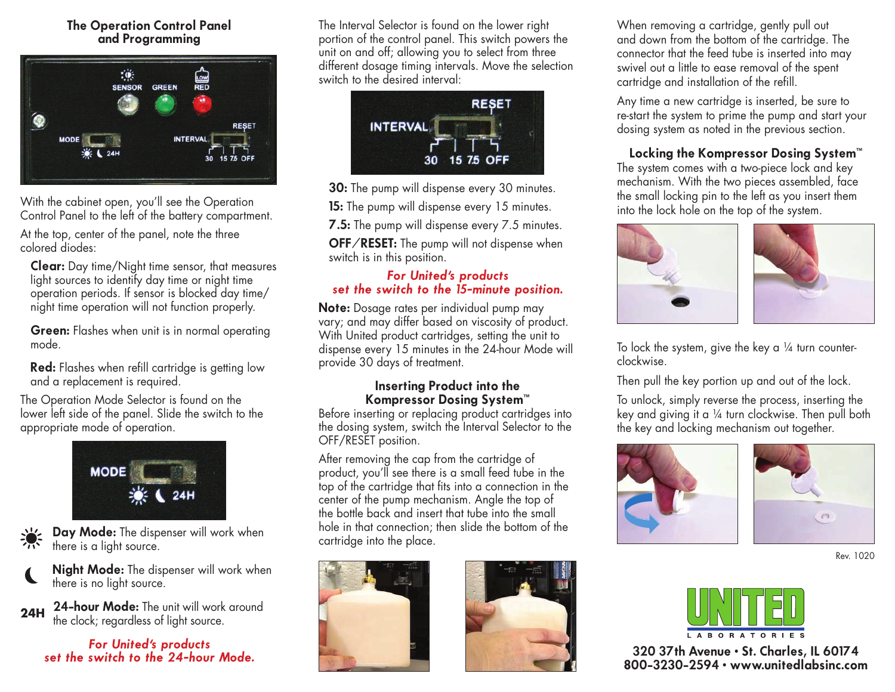## The Operation Control Panel and Programming

With the cabinet open, you'll see the Operation Control Panel to the left of the battery compartment.

At the top, center of the panel, note the three colored diodes:

**Clear:** Day time/Night time sensor, that measures light sources to identify day time or night time operation periods. If sensor is blocked day time/ night time operation will not function properly.

**Green:** Flashes when unit is in normal operating mode.

**Red:** Flashes when refill cartridge is getting low and a replacement is required.

The Operation Mode Selector is found on the lower left side of the panel. Slide the switch to the appropriate mode of operation.

**Day Mode:** The dispenser will work when there is a light source.

**Night Mode:** The dispenser will work when there is no light source.

**24H** **24-hour Mode:** The unit will work around the clock; regardless of light source.

*For United's products set the switch to the 24-hour Mode.*

The Interval Selector is found on the lower right portion of the control panel. This switch powers the unit on and off; allowing you to select from three different dosage timing intervals. Move the selection switch to the desired interval:

**30:** The pump will dispense every 30 minutes.

**15:** The pump will dispense every 15 minutes.

**7.5:** The pump will dispense every 7.5 minutes.

**OFF/RESET:** The pump will not dispense when switch is in this position.

*For United's products set the switch to the 15-minute position.*

**Note:** Dosage rates per individual pump may vary; and may differ based on viscosity of product. With United product cartridges, setting the unit to dispense every 15 minutes in the 24-hour Mode will provide 30 days of treatment.

### Inserting Product into the Kompressor Dosing System™

Before inserting or replacing product cartridges into the dosing system, switch the Interval Selector to the OFF/RESET position.

After removing the cap from the cartridge of product, you'll see there is a small feed tube in the top of the cartridge that fits into a connection in the center of the pump mechanism. Angle the top of the bottle back and insert that tube into the small hole in that connection; then slide the bottom of the cartridge into the place.

When removing a cartridge, gently pull out and down from the bottom of the cartridge. The connector that the feed tube is inserted into may swivel out a little to ease removal of the spent cartridge and installation of the refill.

Any time a new cartridge is inserted, be sure to re-start the system to prime the pump and start your dosing system as noted in the previous section.

### Locking the Kompressor Dosing System™

The system comes with a two-piece lock and key mechanism. With the two pieces assembled, face the small locking pin to the left as you insert them into the lock hole on the top of the system.

To lock the system, give the key a ¼ turn counter-clockwise.

Then pull the key portion up and out of the lock.

To unlock, simply reverse the process, inserting the key and giving it a ¼ turn clockwise. Then pull both the key and locking mechanism out together.

Rev. 1020

UNITED LABORATORIES

320 37th Avenue • St. Charles, IL 60174
800-3230-2594 • www.unitedlabsinc.com